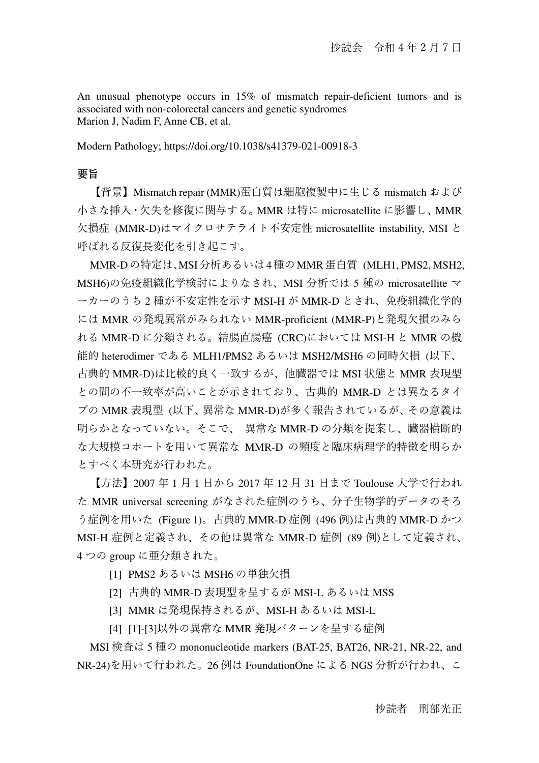抄読会　令和 4 年 2 月 7 日

An unusual phenotype occurs in 15% of mismatch repair-deficient tumors and is associated with non-colorectal cancers and genetic syndromes
Marion J, Nadim F, Anne CB, et al.

Modern Pathology; https://doi.org/10.1038/s41379-021-00918-3

## 要旨

【背景】Mismatch repair (MMR)蛋白質は細胞複製中に生じる mismatch および小さな挿入・欠失を修復に関与する。MMR は特に microsatellite に影響し、MMR 欠損症 (MMR-D)はマイクロサテライト不安定性 microsatellite instability, MSI と呼ばれる反復長変化を引き起こす。

MMR-D の特定は、MSI 分析あるいは 4 種の MMR 蛋白質 (MLH1, PMS2, MSH2, MSH6)の免疫組織化学検討によりなされ、MSI 分析では 5 種の microsatellite マーカーのうち 2 種が不安定性を示す MSI-H が MMR-D とされ、免疫組織化学的には MMR の発現異常がみられない MMR-proficient (MMR-P)と発現欠損のみられる MMR-D に分類される。結腸直腸癌 (CRC)においては MSI-H と MMR の機能的 heterodimer である MLH1/PMS2 あるいは MSH2/MSH6 の同時欠損 (以下、古典的 MMR-D)は比較的良く一致するが、他臓器では MSI 状態と MMR 表現型との間の不一致率が高いことが示されており、古典的 MMR-D とは異なるタイプの MMR 表現型 (以下、異常な MMR-D)が多く報告されているが、その意義は明らかとなっていない。そこで、 異常な MMR-D の分類を提案し、臓器横断的な大規模コホートを用いて異常な MMR-D の頻度と臨床病理学的特徴を明らかとすべく本研究が行われた。

【方法】2007 年 1 月 1 日から 2017 年 12 月 31 日まで Toulouse 大学で行われた MMR universal screening がなされた症例のうち、分子生物学的データのそろう症例を用いた (Figure 1)。古典的 MMR-D 症例 (496 例)は古典的 MMR-D かつ MSI-H 症例と定義され、その他は異常な MMR-D 症例 (89 例)として定義され、4 つの group に亜分類された。

[1] PMS2 あるいは MSH6 の単独欠損

[2] 古典的 MMR-D 表現型を呈するが MSI-L あるいは MSS

[3] MMR は発現保持されるが、MSI-H あるいは MSI-L

[4] [1]-[3]以外の異常な MMR 発現パターンを呈する症例

MSI 検査は 5 種の mononucleotide markers (BAT-25, BAT26, NR-21, NR-22, and NR-24)を用いて行われた。26 例は FoundationOne による NGS 分析が行われ、こ

抄読者　刑部光正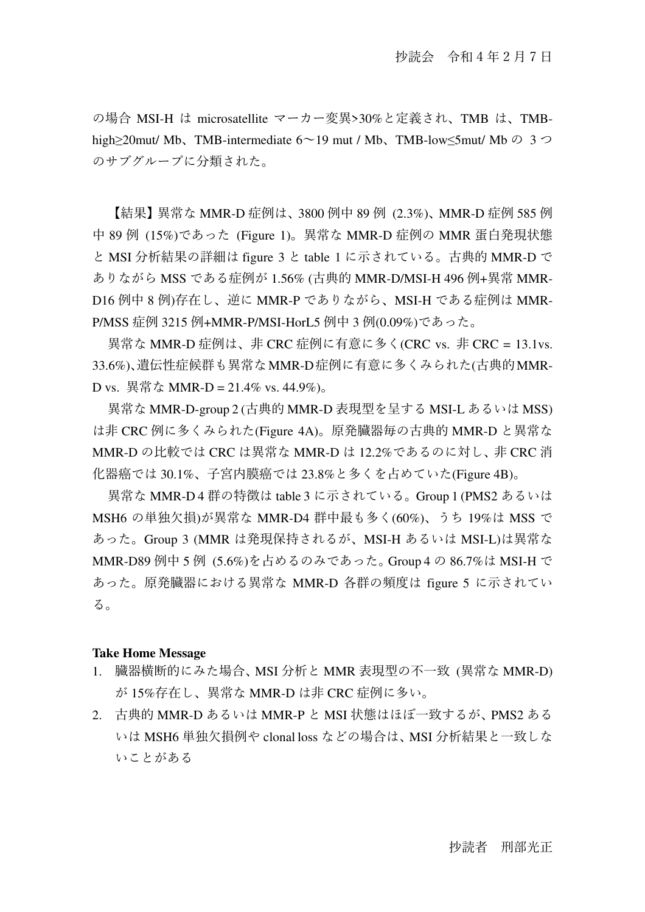の場合 MSI-H は microsatellite マーカー変異>30%と定義され、TMB は、TMB-high≥20mut/ Mb、TMB-intermediate 6〜19 mut / Mb、TMB-low≤5mut/ Mb の 3 つのサブグループに分類された。

【結果】異常な MMR-D 症例は、3800 例中 89 例 (2.3%)、MMR-D 症例 585 例中 89 例 (15%)であった (Figure 1)。異常な MMR-D 症例の MMR 蛋白発現状態と MSI 分析結果の詳細は figure 3 と table 1 に示されている。古典的 MMR-D でありながら MSS である症例が 1.56% (古典的 MMR-D/MSI-H 496 例+異常 MMR-D16 例中 8 例)存在し、逆に MMR-P でありながら、MSI-H である症例は MMR-P/MSS 症例 3215 例+MMR-P/MSI-HorL5 例中 3 例(0.09%)であった。

異常な MMR-D 症例は、非 CRC 症例に有意に多く(CRC vs. 非 CRC = 13.1vs. 33.6%)、遺伝性症候群も異常な MMR-D 症例に有意に多くみられた(古典的 MMR-D vs. 異常な MMR-D = 21.4% vs. 44.9%)。

異常な MMR-D-group 2 (古典的 MMR-D 表現型を呈する MSI-L あるいは MSS)は非 CRC 例に多くみられた(Figure 4A)。原発臓器毎の古典的 MMR-D と異常な MMR-D の比較では CRC は異常な MMR-D は 12.2%であるのに対し、非 CRC 消化器癌では 30.1%、子宮内膜癌では 23.8%と多くを占めていた(Figure 4B)。

異常な MMR-D 4 群の特徴は table 3 に示されている。Group 1 (PMS2 あるいは MSH6 の単独欠損)が異常な MMR-D4 群中最も多く(60%)、うち 19%は MSS であった。Group 3 (MMR は発現保持されるが、MSI-H あるいは MSI-L)は異常な MMR-D89 例中 5 例 (5.6%)を占めるのみであった。Group 4 の 86.7%は MSI-H であった。原発臓器における異常な MMR-D 各群の頻度は figure 5 に示されている。

**Take Home Message**

1. 臓器横断的にみた場合、MSI 分析と MMR 表現型の不一致 (異常な MMR-D) が 15%存在し、異常な MMR-D は非 CRC 症例に多い。
2. 古典的 MMR-D あるいは MMR-P と MSI 状態はほぼ一致するが、PMS2 あるいは MSH6 単独欠損例や clonal loss などの場合は、MSI 分析結果と一致しないことがある

抄読者　刑部光正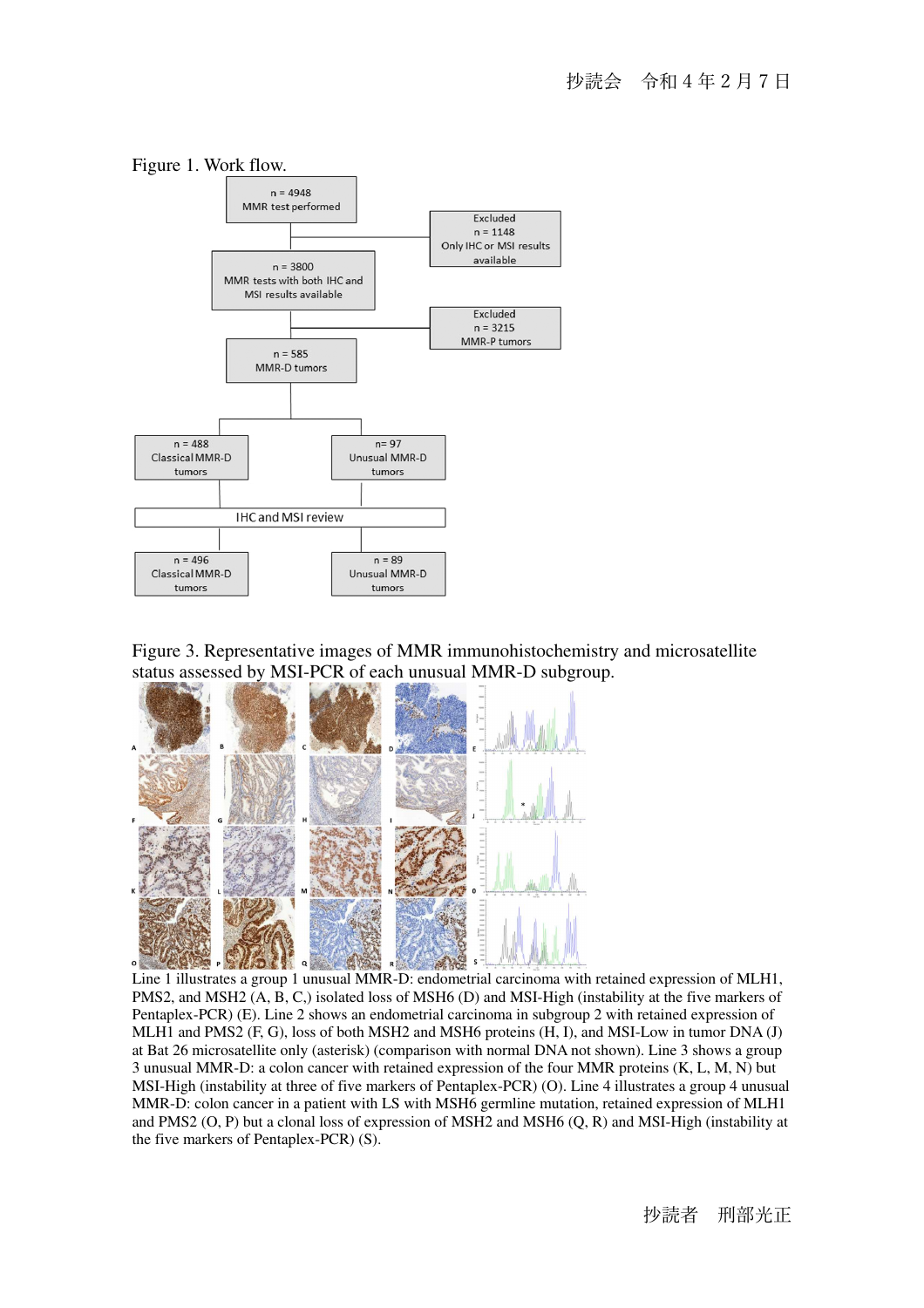抄読会　令和４年２月７日

Figure 1. Work flow.

Figure 3. Representative images of MMR immunohistochemistry and microsatellite status assessed by MSI-PCR of each unusual MMR-D subgroup.

Line 1 illustrates a group 1 unusual MMR-D: endometrial carcinoma with retained expression of MLH1, PMS2, and MSH2 (A, B, C,) isolated loss of MSH6 (D) and MSI-High (instability at the five markers of Pentaplex-PCR) (E). Line 2 shows an endometrial carcinoma in subgroup 2 with retained expression of MLH1 and PMS2 (F, G), loss of both MSH2 and MSH6 proteins (H, I), and MSI-Low in tumor DNA (J) at Bat 26 microsatellite only (asterisk) (comparison with normal DNA not shown). Line 3 shows a group 3 unusual MMR-D: a colon cancer with retained expression of the four MMR proteins (K, L, M, N) but MSI-High (instability at three of five markers of Pentaplex-PCR) (O). Line 4 illustrates a group 4 unusual MMR-D: colon cancer in a patient with LS with MSH6 germline mutation, retained expression of MLH1 and PMS2 (O, P) but a clonal loss of expression of MSH2 and MSH6 (Q, R) and MSI-High (instability at the five markers of Pentaplex-PCR) (S).

抄読者　刑部光正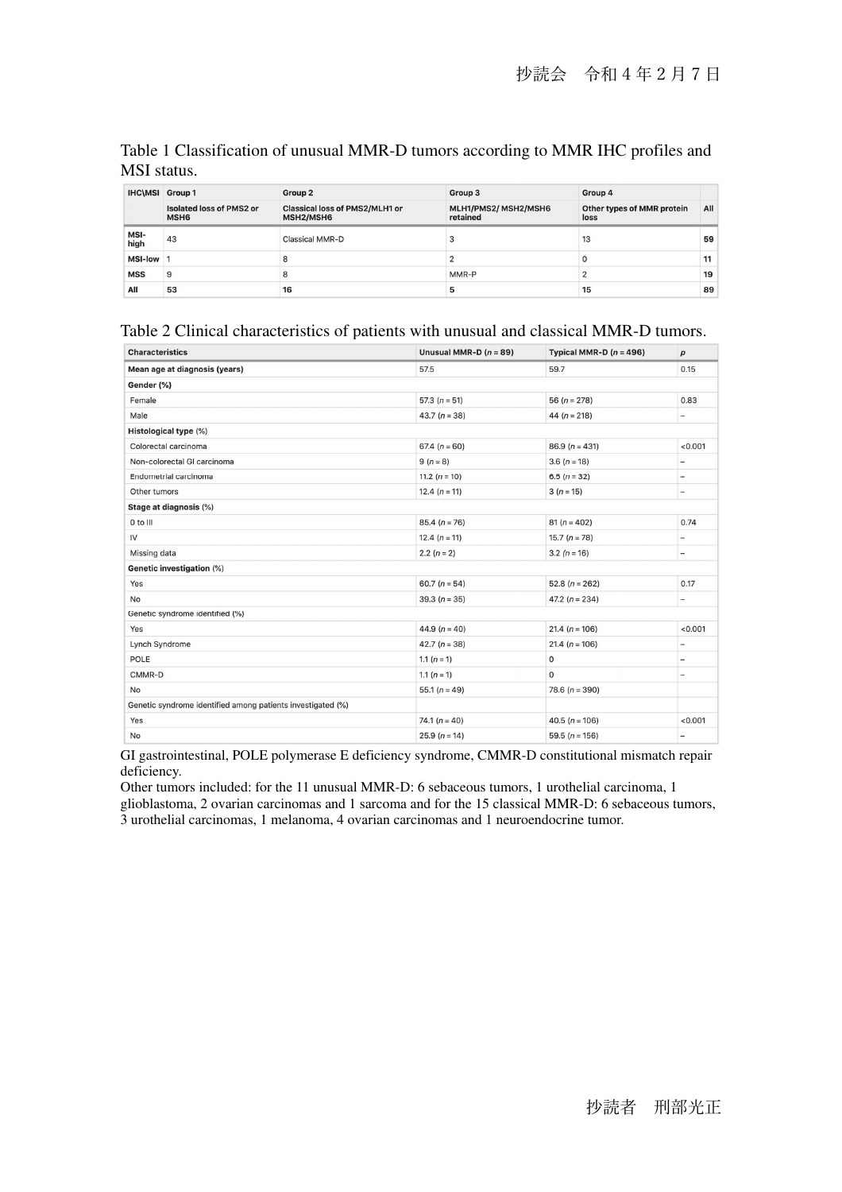Table 1 Classification of unusual MMR-D tumors according to MMR IHC profiles and MSI status.

| IHC\MSI | Group 1 | Group 2 | Group 3 | Group 4 | |
|---|---|---|---|---|---|
| | Isolated loss of PMS2 or MSH6 | Classical loss of PMS2/MLH1 or MSH2/MSH6 | MLH1/PMS2/ MSH2/MSH6 retained | Other types of MMR protein loss | All |
| MSI-high | 43 | Classical MMR-D | 3 | 13 | 59 |
| MSI-low | 1 | 8 | 2 | 0 | 11 |
| MSS | 9 | 8 | MMR-P | 2 | 19 |
| All | 53 | 16 | 5 | 15 | 89 |

Table 2 Clinical characteristics of patients with unusual and classical MMR-D tumors.

| Characteristics | Unusual MMR-D (*n* = 89) | Typical MMR-D (*n* = 496) | *p* |
|---|---|---|---|
| Mean age at diagnosis (years) | 57.5 | 59.7 | 0.15 |
| Gender (%) | | | |
| Female | 57.3 (*n* = 51) | 56 (*n* = 278) | 0.83 |
| Male | 43.7 (*n* = 38) | 44 (*n* = 218) | – |
| Histological type (%) | | | |
| Colorectal carcinoma | 67.4 (*n* = 60) | 86.9 (*n* = 431) | <0.001 |
| Non-colorectal GI carcinoma | 9 (*n* = 8) | 3.6 (*n* = 18) | – |
| Endometrial carcinoma | 11.2 (*n* = 10) | 6.5 (*n* = 32) | – |
| Other tumors | 12.4 (*n* = 11) | 3 (*n* = 15) | – |
| Stage at diagnosis (%) | | | |
| 0 to III | 85.4 (*n* = 76) | 81 (*n* = 402) | 0.74 |
| IV | 12.4 (*n* = 11) | 15.7 (*n* = 78) | – |
| Missing data | 2.2 (*n* = 2) | 3.2 (*n* = 16) | – |
| Genetic investigation (%) | | | |
| Yes | 60.7 (*n* = 54) | 52.8 (*n* = 262) | 0.17 |
| No | 39.3 (*n* = 35) | 47.2 (*n* = 234) | – |
| Genetic syndrome identified (%) | | | |
| Yes | 44.9 (*n* = 40) | 21.4 (*n* = 106) | <0.001 |
| Lynch Syndrome | 42.7 (*n* = 38) | 21.4 (*n* = 106) | – |
| POLE | 1.1 (*n* = 1) | 0 | – |
| CMMR-D | 1.1 (*n* = 1) | 0 | – |
| No | 55.1 (*n* = 49) | 78.6 (*n* = 390) | |
| Genetic syndrome identified among patients investigated (%) | | | |
| Yes | 74.1 (*n* = 40) | 40.5 (*n* = 106) | <0.001 |
| No | 25.9 (*n* = 14) | 59.5 (*n* = 156) | – |

GI gastrointestinal, POLE polymerase E deficiency syndrome, CMMR-D constitutional mismatch repair deficiency.
Other tumors included: for the 11 unusual MMR-D: 6 sebaceous tumors, 1 urothelial carcinoma, 1 glioblastoma, 2 ovarian carcinomas and 1 sarcoma and for the 15 classical MMR-D: 6 sebaceous tumors, 3 urothelial carcinomas, 1 melanoma, 4 ovarian carcinomas and 1 neuroendocrine tumor.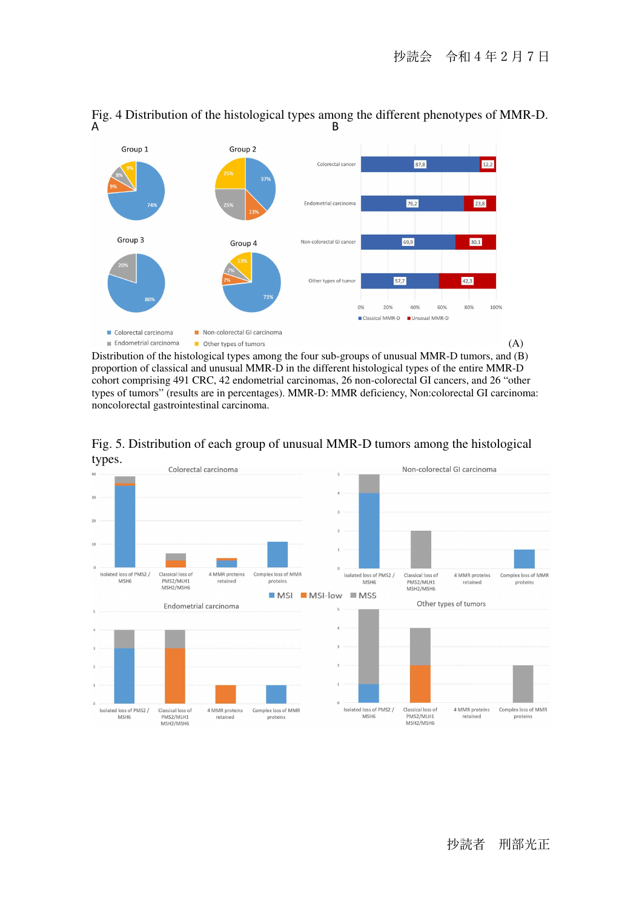抄読会　令和４年２月７日

Fig. 4 Distribution of the histological types among the different phenotypes of MMR-D.

(A) Distribution of the histological types among the four sub-groups of unusual MMR-D tumors, and (B) proportion of classical and unusual MMR-D in the different histological types of the entire MMR-D cohort comprising 491 CRC, 42 endometrial carcinomas, 26 non-colorectal GI cancers, and 26 “other types of tumors” (results are in percentages). MMR-D: MMR deficiency, Non:colorectal GI carcinoma: noncolorectal gastrointestinal carcinoma.

Fig. 5. Distribution of each group of unusual MMR-D tumors among the histological types.

抄読者　刑部光正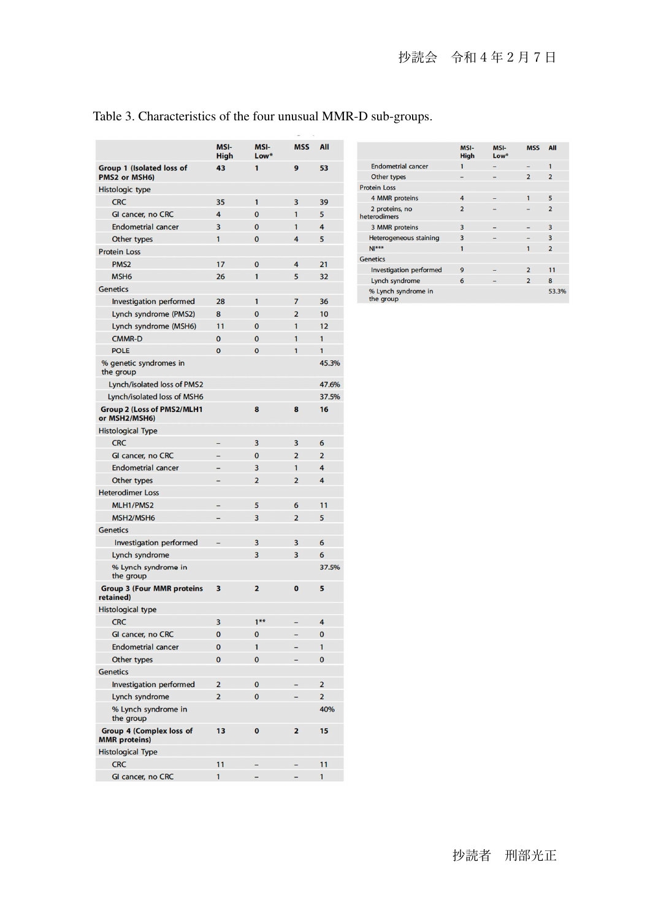Table 3. Characteristics of the four unusual MMR-D sub-groups.

| | MSI-High | MSI-Low* | MSS | All |
|---|---|---|---|---|
| **Group 1 (Isolated loss of PMS2 or MSH6)** | **43** | **1** | **9** | **53** |
| Histologic type | | | | |
| CRC | 35 | 1 | 3 | 39 |
| GI cancer, no CRC | 4 | 0 | 1 | 5 |
| Endometrial cancer | 3 | 0 | 1 | 4 |
| Other types | 1 | 0 | 4 | 5 |
| Protein Loss | | | | |
| PMS2 | 17 | 0 | 4 | 21 |
| MSH6 | 26 | 1 | 5 | 32 |
| Genetics | | | | |
| Investigation performed | 28 | 1 | 7 | 36 |
| Lynch syndrome (PMS2) | 8 | 0 | 2 | 10 |
| Lynch syndrome (MSH6) | 11 | 0 | 1 | 12 |
| CMMR-D | 0 | 0 | 1 | 1 |
| POLE | 0 | 0 | 1 | 1 |
| % genetic syndromes in the group | | | | 45.3% |
| Lynch/isolated loss of PMS2 | | | | 47.6% |
| Lynch/isolated loss of MSH6 | | | | 37.5% |
| **Group 2 (Loss of PMS2/MLH1 or MSH2/MSH6)** | | **8** | **8** | **16** |
| Histological Type | | | | |
| CRC | – | 3 | 3 | 6 |
| GI cancer, no CRC | – | 0 | 2 | 2 |
| Endometrial cancer | – | 3 | 1 | 4 |
| Other types | – | 2 | 2 | 4 |
| Heterodimer Loss | | | | |
| MLH1/PMS2 | – | 5 | 6 | 11 |
| MSH2/MSH6 | – | 3 | 2 | 5 |
| Genetics | | | | |
| Investigation performed | – | 3 | 3 | 6 |
| Lynch syndrome | | 3 | 3 | 6 |
| % Lynch syndrome in the group | | | | 37.5% |
| **Group 3 (Four MMR proteins retained)** | **3** | **2** | **0** | **5** |
| Histological type | | | | |
| CRC | 3 | 1** | – | 4 |
| GI cancer, no CRC | 0 | 0 | – | 0 |
| Endometrial cancer | 0 | 1 | – | 1 |
| Other types | 0 | 0 | – | 0 |
| Genetics | | | | |
| Investigation performed | 2 | 0 | – | 2 |
| Lynch syndrome | 2 | 0 | – | 2 |
| % Lynch syndrome in the group | | | | 40% |
| **Group 4 (Complex loss of MMR proteins)** | **13** | **0** | **2** | **15** |
| Histological Type | | | | |
| CRC | 11 | – | – | 11 |
| GI cancer, no CRC | 1 | – | – | 1 |
| Endometrial cancer | 1 | – | – | 1 |
| Other types | – | – | 2 | 2 |
| Protein Loss | | | | |
| 4 MMR proteins | 4 | – | 1 | 5 |
| 2 proteins, no heterodimers | 2 | – | – | 2 |
| 3 MMR proteins | 3 | – | – | 3 |
| Heterogeneous staining | 3 | – | – | 3 |
| NI*** | 1 | | 1 | 2 |
| Genetics | | | | |
| Investigation performed | 9 | – | 2 | 11 |
| Lynch syndrome | 6 | – | 2 | 8 |
| % Lynch syndrome in the group | | | | 53.3% |

抄読者　刑部光正